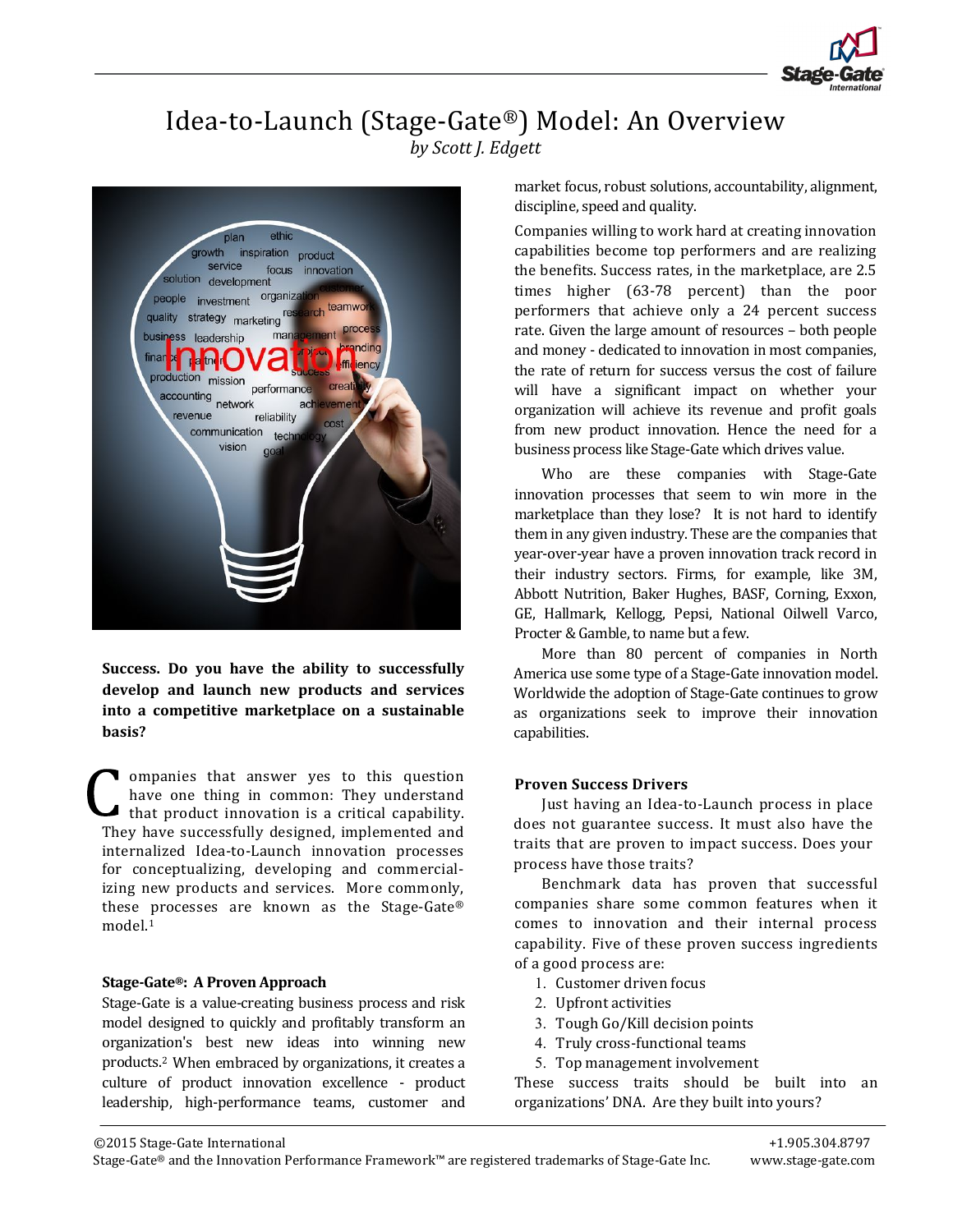# Idea-to-Launch (Stage-Gate®) Model: An Overview

*by Scott J. Edgett*

**Success. Do you have the ability to successfully develop and launch new products and services into a competitive marketplace on a sustainable basis?**

Companies that answer yes to this question have one thing in common: They understand that product innovation is a critical capability. They have successfully designed, implemented and internalized Idea-to-Launch innovation processes for conceptualizing, developing and commercializing new products and services. More commonly, these processes are known as the Stage-Gate® model.[1]

## Stage-Gate®: A Proven Approach

Stage-Gate is a value-creating business process and risk model designed to quickly and profitably transform an organization's best new ideas into winning new products.[2] When embraced by organizations, it creates a culture of product innovation excellence - product leadership, high-performance teams, customer and market focus, robust solutions, accountability, alignment, discipline, speed and quality.

Companies willing to work hard at creating innovation capabilities become top performers and are realizing the benefits. Success rates, in the marketplace, are 2.5 times higher (63-78 percent) than the poor performers that achieve only a 24 percent success rate. Given the large amount of resources – both people and money - dedicated to innovation in most companies, the rate of return for success versus the cost of failure will have a significant impact on whether your organization will achieve its revenue and profit goals from new product innovation. Hence the need for a business process like Stage-Gate which drives value.

Who are these companies with Stage-Gate innovation processes that seem to win more in the marketplace than they lose? It is not hard to identify them in any given industry. These are the companies that year-over-year have a proven innovation track record in their industry sectors. Firms, for example, like 3M, Abbott Nutrition, Baker Hughes, BASF, Corning, Exxon, GE, Hallmark, Kellogg, Pepsi, National Oilwell Varco, Procter & Gamble, to name but a few.

More than 80 percent of companies in North America use some type of a Stage-Gate innovation model. Worldwide the adoption of Stage-Gate continues to grow as organizations seek to improve their innovation capabilities.

## Proven Success Drivers

Just having an Idea-to-Launch process in place does not guarantee success. It must also have the traits that are proven to impact success. Does your process have those traits?

Benchmark data has proven that successful companies share some common features when it comes to innovation and their internal process capability. Five of these proven success ingredients of a good process are:

1. Customer driven focus
2. Upfront activities
3. Tough Go/Kill decision points
4. Truly cross-functional teams
5. Top management involvement

These success traits should be built into an organizations' DNA. Are they built into yours?

©2015 Stage-Gate International

Stage-Gate® and the Innovation Performance Framework™ are registered trademarks of Stage-Gate Inc.

+1.905.304.8797

www.stage-gate.com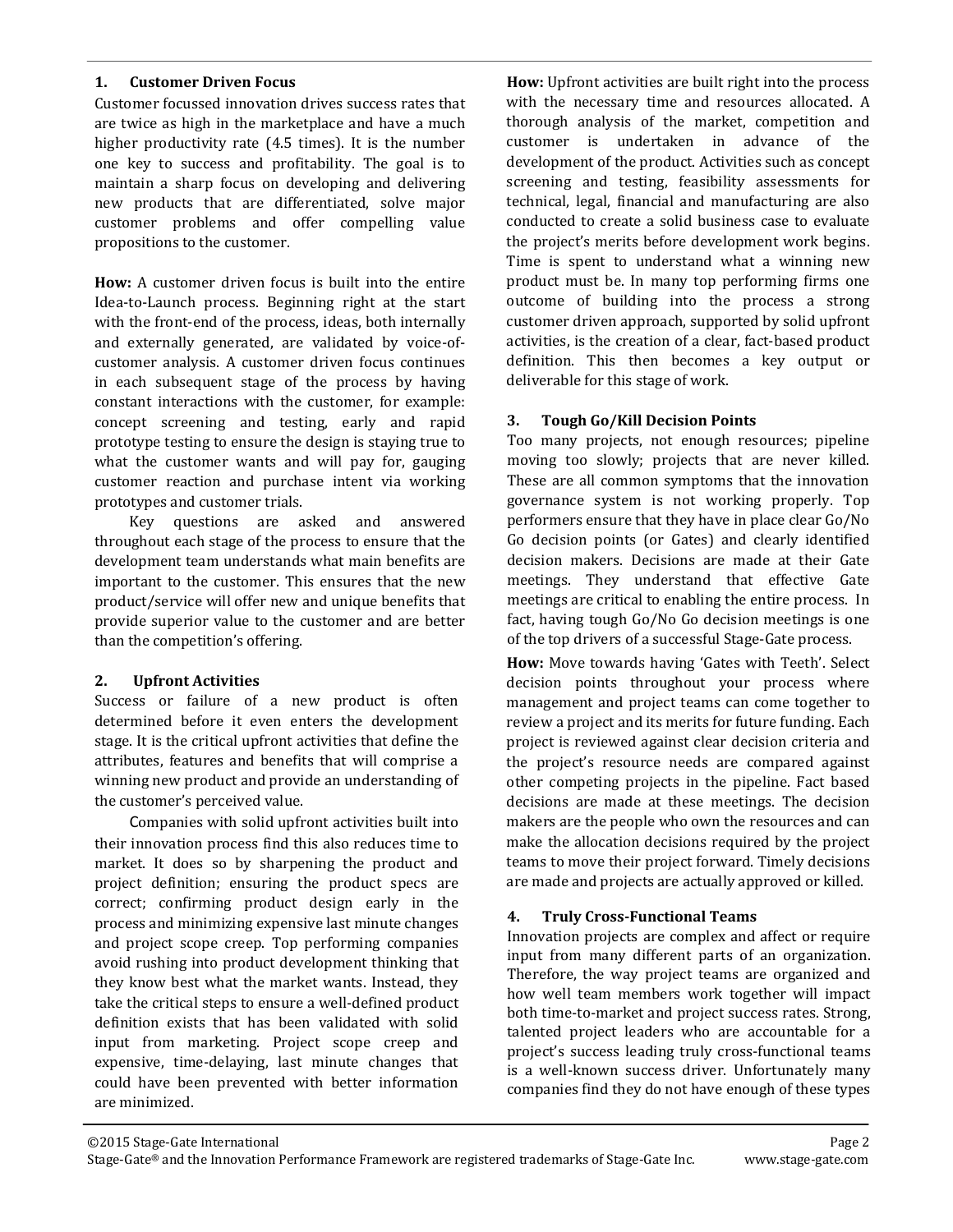## 1. Customer Driven Focus

Customer focussed innovation drives success rates that are twice as high in the marketplace and have a much higher productivity rate (4.5 times). It is the number one key to success and profitability. The goal is to maintain a sharp focus on developing and delivering new products that are differentiated, solve major customer problems and offer compelling value propositions to the customer.

**How:** A customer driven focus is built into the entire Idea-to-Launch process. Beginning right at the start with the front-end of the process, ideas, both internally and externally generated, are validated by voice-of-customer analysis. A customer driven focus continues in each subsequent stage of the process by having constant interactions with the customer, for example: concept screening and testing, early and rapid prototype testing to ensure the design is staying true to what the customer wants and will pay for, gauging customer reaction and purchase intent via working prototypes and customer trials.

Key questions are asked and answered throughout each stage of the process to ensure that the development team understands what main benefits are important to the customer. This ensures that the new product/service will offer new and unique benefits that provide superior value to the customer and are better than the competition's offering.

## 2. Upfront Activities

Success or failure of a new product is often determined before it even enters the development stage. It is the critical upfront activities that define the attributes, features and benefits that will comprise a winning new product and provide an understanding of the customer's perceived value.

Companies with solid upfront activities built into their innovation process find this also reduces time to market. It does so by sharpening the product and project definition; ensuring the product specs are correct; confirming product design early in the process and minimizing expensive last minute changes and project scope creep. Top performing companies avoid rushing into product development thinking that they know best what the market wants. Instead, they take the critical steps to ensure a well-defined product definition exists that has been validated with solid input from marketing. Project scope creep and expensive, time-delaying, last minute changes that could have been prevented with better information are minimized.

**How:** Upfront activities are built right into the process with the necessary time and resources allocated. A thorough analysis of the market, competition and customer is undertaken in advance of the development of the product. Activities such as concept screening and testing, feasibility assessments for technical, legal, financial and manufacturing are also conducted to create a solid business case to evaluate the project's merits before development work begins. Time is spent to understand what a winning new product must be. In many top performing firms one outcome of building into the process a strong customer driven approach, supported by solid upfront activities, is the creation of a clear, fact-based product definition. This then becomes a key output or deliverable for this stage of work.

## 3. Tough Go/Kill Decision Points

Too many projects, not enough resources; pipeline moving too slowly; projects that are never killed. These are all common symptoms that the innovation governance system is not working properly. Top performers ensure that they have in place clear Go/No Go decision points (or Gates) and clearly identified decision makers. Decisions are made at their Gate meetings. They understand that effective Gate meetings are critical to enabling the entire process. In fact, having tough Go/No Go decision meetings is one of the top drivers of a successful Stage-Gate process.

**How:** Move towards having 'Gates with Teeth'. Select decision points throughout your process where management and project teams can come together to review a project and its merits for future funding. Each project is reviewed against clear decision criteria and the project's resource needs are compared against other competing projects in the pipeline. Fact based decisions are made at these meetings. The decision makers are the people who own the resources and can make the allocation decisions required by the project teams to move their project forward. Timely decisions are made and projects are actually approved or killed.

## 4. Truly Cross-Functional Teams

Innovation projects are complex and affect or require input from many different parts of an organization. Therefore, the way project teams are organized and how well team members work together will impact both time-to-market and project success rates. Strong, talented project leaders who are accountable for a project's success leading truly cross-functional teams is a well-known success driver. Unfortunately many companies find they do not have enough of these types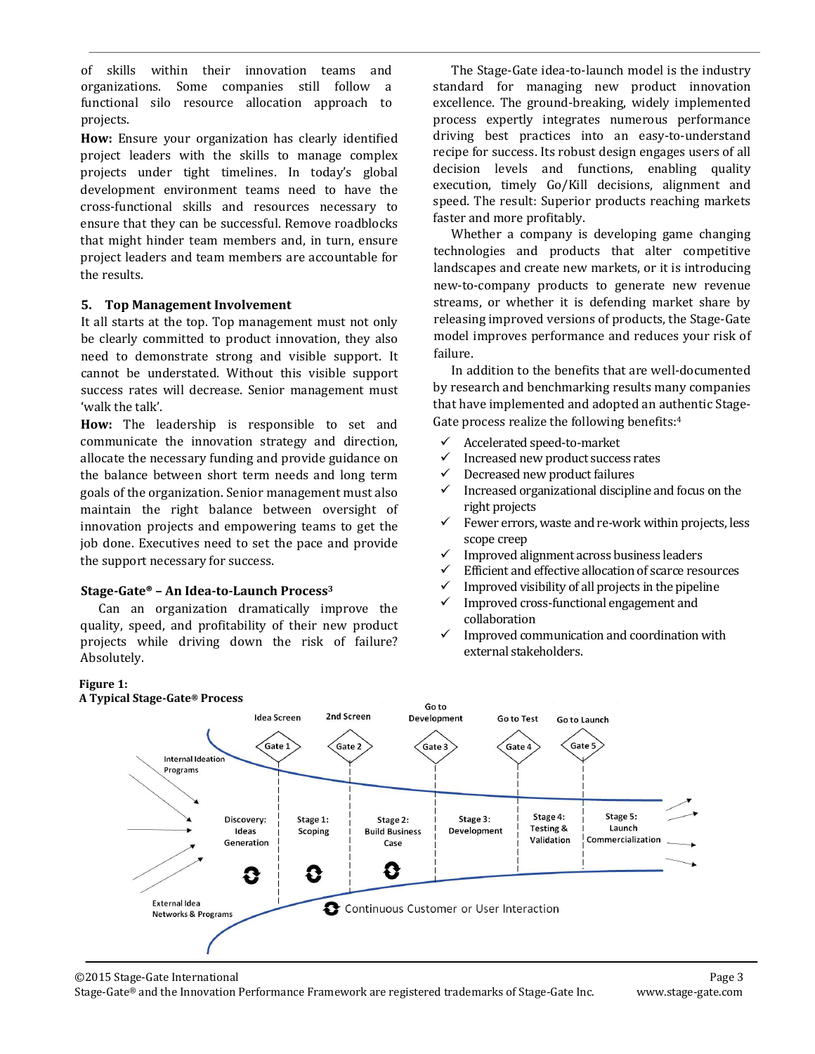of skills within their innovation teams and organizations. Some companies still follow a functional silo resource allocation approach to projects.

**How:** Ensure your organization has clearly identified project leaders with the skills to manage complex projects under tight timelines. In today's global development environment teams need to have the cross-functional skills and resources necessary to ensure that they can be successful. Remove roadblocks that might hinder team members and, in turn, ensure project leaders and team members are accountable for the results.

### 5. Top Management Involvement

It all starts at the top. Top management must not only be clearly committed to product innovation, they also need to demonstrate strong and visible support. It cannot be understated. Without this visible support success rates will decrease. Senior management must 'walk the talk'.

**How:** The leadership is responsible to set and communicate the innovation strategy and direction, allocate the necessary funding and provide guidance on the balance between short term needs and long term goals of the organization. Senior management must also maintain the right balance between oversight of innovation projects and empowering teams to get the job done. Executives need to set the pace and provide the support necessary for success.

### Stage-Gate® – An Idea-to-Launch Process[3]

Can an organization dramatically improve the quality, speed, and profitability of their new product projects while driving down the risk of failure? Absolutely.

The Stage-Gate idea-to-launch model is the industry standard for managing new product innovation excellence. The ground-breaking, widely implemented process expertly integrates numerous performance driving best practices into an easy-to-understand recipe for success. Its robust design engages users of all decision levels and functions, enabling quality execution, timely Go/Kill decisions, alignment and speed. The result: Superior products reaching markets faster and more profitably.

Whether a company is developing game changing technologies and products that alter competitive landscapes and create new markets, or it is introducing new-to-company products to generate new revenue streams, or whether it is defending market share by releasing improved versions of products, the Stage-Gate model improves performance and reduces your risk of failure.

In addition to the benefits that are well-documented by research and benchmarking results many companies that have implemented and adopted an authentic Stage-Gate process realize the following benefits:[4]

- ✓ Accelerated speed-to-market
- ✓ Increased new product success rates
- ✓ Decreased new product failures
- ✓ Increased organizational discipline and focus on the right projects
- ✓ Fewer errors, waste and re-work within projects, less scope creep
- ✓ Improved alignment across business leaders
- ✓ Efficient and effective allocation of scarce resources
- ✓ Improved visibility of all projects in the pipeline
- ✓ Improved cross-functional engagement and collaboration
- ✓ Improved communication and coordination with external stakeholders.

**Figure 1:**
**A Typical Stage-Gate® Process**

Internal Ideation Programs; External Idea Networks & Programs

| Discovery: Ideas Generation | Gate 1 (Idea Screen) | Stage 1: Scoping | Gate 2 (2nd Screen) | Stage 2: Build Business Case | Gate 3 (Go to Development) | Stage 3: Development | Gate 4 (Go to Test) | Stage 4: Testing & Validation | Gate 5 (Go to Launch) | Stage 5: Launch Commercialization |
|---|---|---|---|---|---|---|---|---|---|---|

Continuous Customer or User Interaction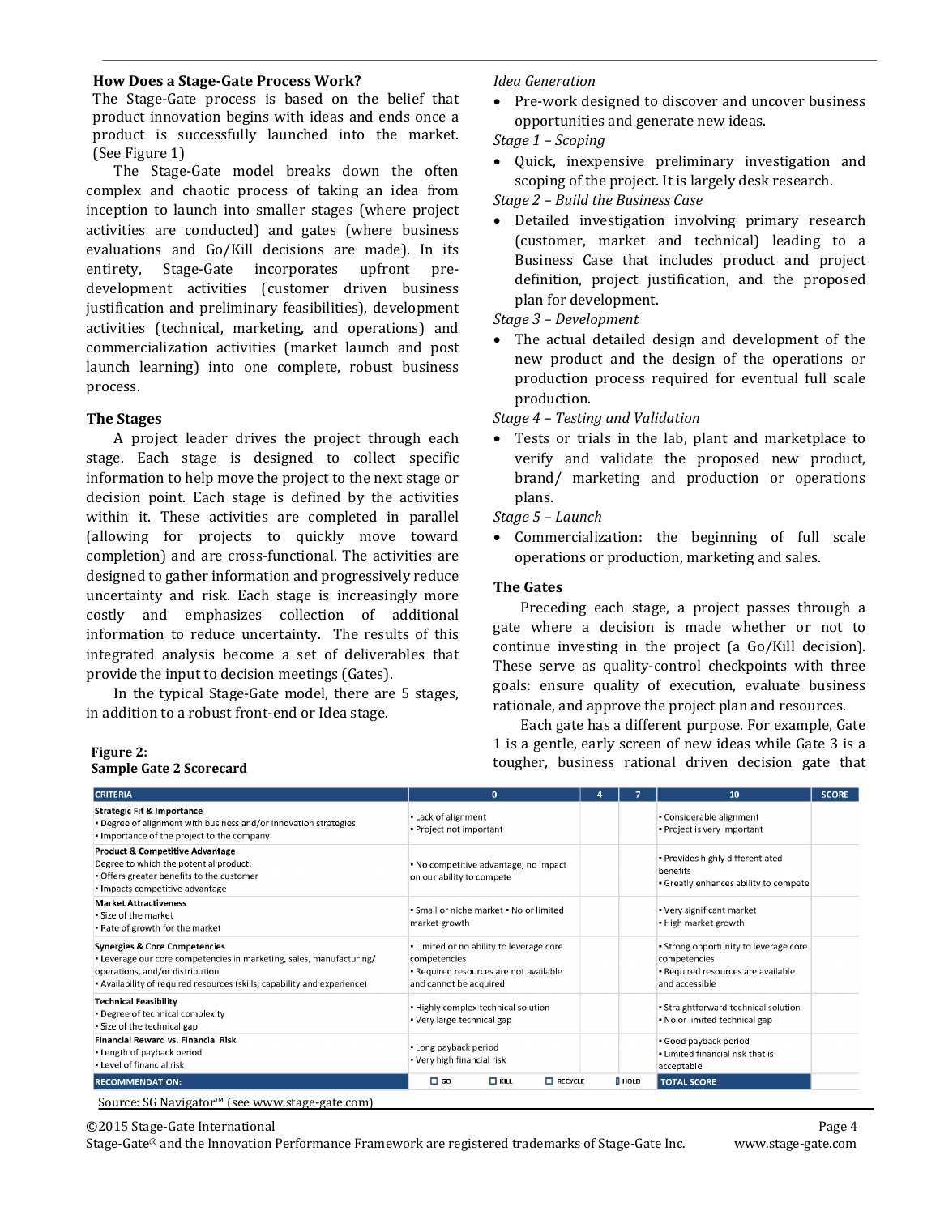### How Does a Stage-Gate Process Work?

The Stage-Gate process is based on the belief that product innovation begins with ideas and ends once a product is successfully launched into the market. (See Figure 1)

The Stage-Gate model breaks down the often complex and chaotic process of taking an idea from inception to launch into smaller stages (where project activities are conducted) and gates (where business evaluations and Go/Kill decisions are made). In its entirety, Stage-Gate incorporates upfront pre-development activities (customer driven business justification and preliminary feasibilities), development activities (technical, marketing, and operations) and commercialization activities (market launch and post launch learning) into one complete, robust business process.

### The Stages

A project leader drives the project through each stage. Each stage is designed to collect specific information to help move the project to the next stage or decision point. Each stage is defined by the activities within it. These activities are completed in parallel (allowing for projects to quickly move toward completion) and are cross-functional. The activities are designed to gather information and progressively reduce uncertainty and risk. Each stage is increasingly more costly and emphasizes collection of additional information to reduce uncertainty. The results of this integrated analysis become a set of deliverables that provide the input to decision meetings (Gates).

In the typical Stage-Gate model, there are 5 stages, in addition to a robust front-end or Idea stage.

*Idea Generation*

- Pre-work designed to discover and uncover business opportunities and generate new ideas.

*Stage 1 – Scoping*

- Quick, inexpensive preliminary investigation and scoping of the project. It is largely desk research.

*Stage 2 – Build the Business Case*

- Detailed investigation involving primary research (customer, market and technical) leading to a Business Case that includes product and project definition, project justification, and the proposed plan for development.

*Stage 3 – Development*

- The actual detailed design and development of the new product and the design of the operations or production process required for eventual full scale production.

*Stage 4 – Testing and Validation*

- Tests or trials in the lab, plant and marketplace to verify and validate the proposed new product, brand/ marketing and production or operations plans.

*Stage 5 – Launch*

- Commercialization: the beginning of full scale operations or production, marketing and sales.

### The Gates

Preceding each stage, a project passes through a gate where a decision is made whether or not to continue investing in the project (a Go/Kill decision). These serve as quality-control checkpoints with three goals: ensure quality of execution, evaluate business rationale, and approve the project plan and resources.

Each gate has a different purpose. For example, Gate 1 is a gentle, early screen of new ideas while Gate 3 is a tougher, business rational driven decision gate that

**Figure 2:**
**Sample Gate 2 Scorecard**

| CRITERIA | 0 | 4 | 7 | 10 | SCORE |
|---|---|---|---|---|---|
| **Strategic Fit & Importance**<br>• Degree of alignment with business and/or innovation strategies<br>• Importance of the project to the company | • Lack of alignment<br>• Project not important | | | • Considerable alignment<br>• Project is very important | |
| **Product & Competitive Advantage**<br>Degree to which the potential product:<br>• Offers greater benefits to the customer<br>• Impacts competitive advantage | • No competitive advantage; no impact on our ability to compete | | | • Provides highly differentiated benefits<br>• Greatly enhances ability to compete | |
| **Market Attractiveness**<br>• Size of the market<br>• Rate of growth for the market | • Small or niche market • No or limited market growth | | | • Very significant market<br>• High market growth | |
| **Synergies & Core Competencies**<br>• Leverage our core competencies in marketing, sales, manufacturing/ operations, and/or distribution<br>• Availability of required resources (skills, capability and experience) | • Limited or no ability to leverage core competencies<br>• Required resources are not available and cannot be acquired | | | • Strong opportunity to leverage core competencies<br>• Required resources are available and accessible | |
| **Technical Feasibility**<br>• Degree of technical complexity<br>• Size of the technical gap | • Highly complex technical solution<br>• Very large technical gap | | | • Straightforward technical solution<br>• No or limited technical gap | |
| **Financial Reward vs. Financial Risk**<br>• Length of payback period<br>• Level of financial risk | • Long payback period<br>• Very high financial risk | | | • Good payback period<br>• Limited financial risk that is acceptable | |
| **RECOMMENDATION:** | ☐ GO ☐ KILL | ☐ RECYCLE | ☐ HOLD | **TOTAL SCORE** | |

Source: SG Navigator™ (see www.stage-gate.com)

©2015 Stage-Gate International

Stage-Gate® and the Innovation Performance Framework are registered trademarks of Stage-Gate Inc. www.stage-gate.com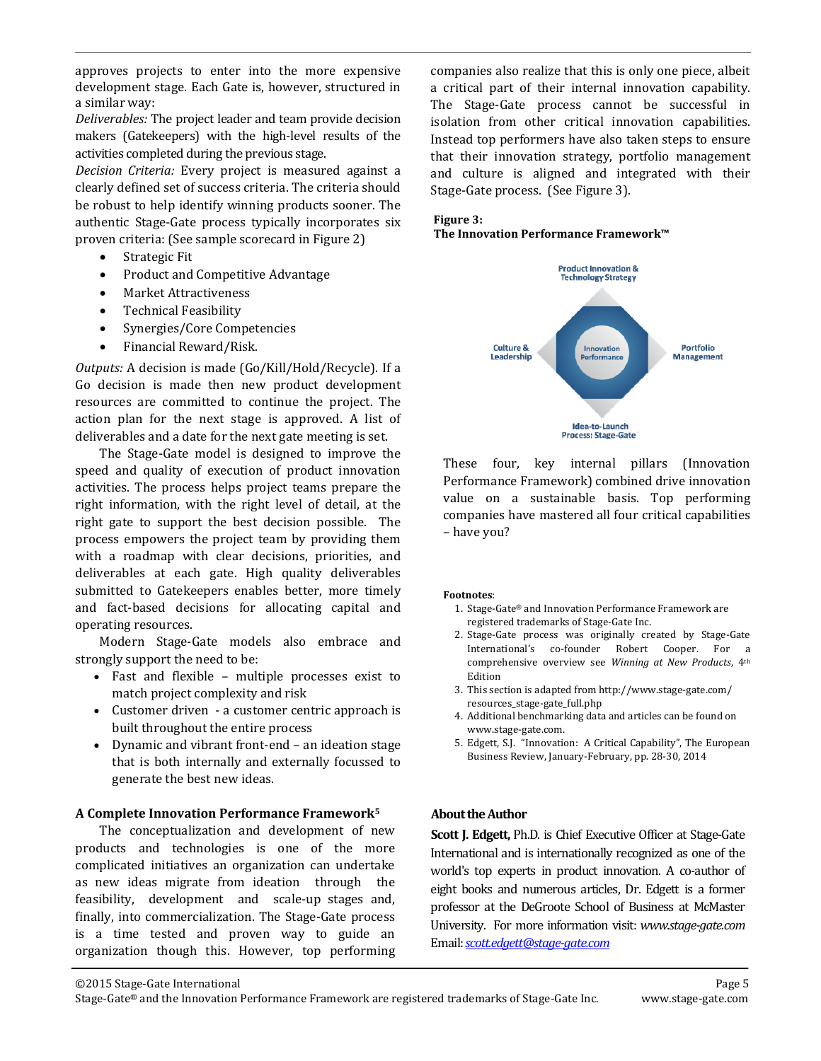approves projects to enter into the more expensive development stage. Each Gate is, however, structured in a similar way:

*Deliverables:* The project leader and team provide decision makers (Gatekeepers) with the high-level results of the activities completed during the previous stage.

*Decision Criteria:* Every project is measured against a clearly defined set of success criteria. The criteria should be robust to help identify winning products sooner. The authentic Stage-Gate process typically incorporates six proven criteria: (See sample scorecard in Figure 2)

- Strategic Fit
- Product and Competitive Advantage
- Market Attractiveness
- Technical Feasibility
- Synergies/Core Competencies
- Financial Reward/Risk.

*Outputs:* A decision is made (Go/Kill/Hold/Recycle). If a Go decision is made then new product development resources are committed to continue the project. The action plan for the next stage is approved. A list of deliverables and a date for the next gate meeting is set.

The Stage-Gate model is designed to improve the speed and quality of execution of product innovation activities. The process helps project teams prepare the right information, with the right level of detail, at the right gate to support the best decision possible. The process empowers the project team by providing them with a roadmap with clear decisions, priorities, and deliverables at each gate. High quality deliverables submitted to Gatekeepers enables better, more timely and fact-based decisions for allocating capital and operating resources.

Modern Stage-Gate models also embrace and strongly support the need to be:

- Fast and flexible – multiple processes exist to match project complexity and risk
- Customer driven - a customer centric approach is built throughout the entire process
- Dynamic and vibrant front-end – an ideation stage that is both internally and externally focussed to generate the best new ideas.

### A Complete Innovation Performance Framework[5]

The conceptualization and development of new products and technologies is one of the more complicated initiatives an organization can undertake as new ideas migrate from ideation through the feasibility, development and scale-up stages and, finally, into commercialization. The Stage-Gate process is a time tested and proven way to guide an organization though this. However, top performing companies also realize that this is only one piece, albeit a critical part of their internal innovation capability. The Stage-Gate process cannot be successful in isolation from other critical innovation capabilities. Instead top performers have also taken steps to ensure that their innovation strategy, portfolio management and culture is aligned and integrated with their Stage-Gate process. (See Figure 3).

**Figure 3:**
**The Innovation Performance Framework™**

Product Innovation & Technology Strategy

Culture & Leadership

Innovation Performance

Portfolio Management

Idea-to-Launch Process: Stage-Gate

These four, key internal pillars (Innovation Performance Framework) combined drive innovation value on a sustainable basis. Top performing companies have mastered all four critical capabilities – have you?

**Footnotes**:

1. Stage-Gate® and Innovation Performance Framework are registered trademarks of Stage-Gate Inc.
2. Stage-Gate process was originally created by Stage-Gate International's co-founder Robert Cooper. For a comprehensive overview see *Winning at New Products*, 4th Edition
3. This section is adapted from http://www.stage-gate.com/resources_stage-gate_full.php
4. Additional benchmarking data and articles can be found on www.stage-gate.com.
5. Edgett, S.J. "Innovation: A Critical Capability", The European Business Review, January-February, pp. 28-30, 2014

### About the Author

**Scott J. Edgett,** Ph.D. is Chief Executive Officer at Stage-Gate International and is internationally recognized as one of the world's top experts in product innovation. A co-author of eight books and numerous articles, Dr. Edgett is a former professor at the DeGroote School of Business at McMaster University. For more information visit: *www.stage-gate.com* Email: *scott.edgett@stage-gate.com*

©2015 Stage-Gate International
Stage-Gate® and the Innovation Performance Framework are registered trademarks of Stage-Gate Inc. www.stage-gate.com